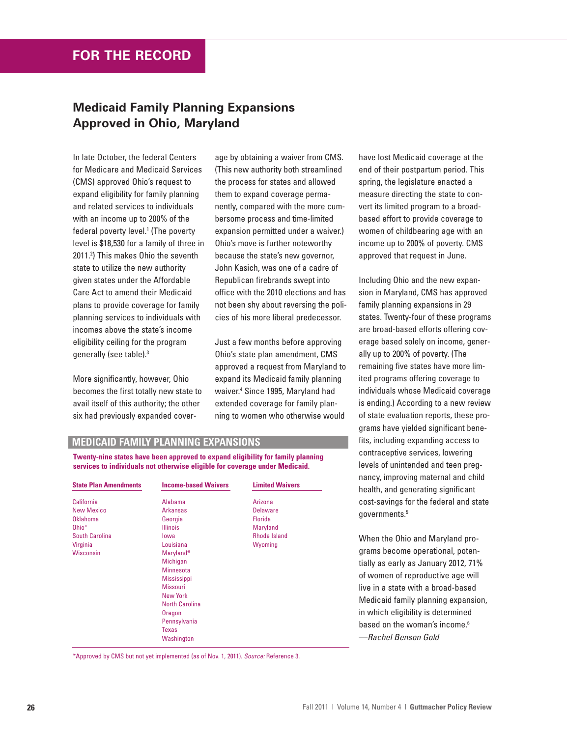FOR THE RECORD

## Medicaid Family Planning Expansions Approved in Ohio, Maryland

In late October, the federal Centers for Medicare and Medicaid Services (CMS) approved Ohio's request to expand eligibility for family planning and related services to individuals with an income up to 200% of the federal poverty level.[1] (The poverty level is $18,530 for a family of three in 2011.[2]) This makes Ohio the seventh state to utilize the new authority given states under the Affordable Care Act to amend their Medicaid plans to provide coverage for family planning services to individuals with incomes above the state's income eligibility ceiling for the program generally (see table).[3]

More significantly, however, Ohio becomes the first totally new state to avail itself of this authority; the other six had previously expanded coverage by obtaining a waiver from CMS. (This new authority both streamlined the process for states and allowed them to expand coverage permanently, compared with the more cumbersome process and time-limited expansion permitted under a waiver.) Ohio's move is further noteworthy because the state's new governor, John Kasich, was one of a cadre of Republican firebrands swept into office with the 2010 elections and has not been shy about reversing the policies of his more liberal predecessor.

Just a few months before approving Ohio's state plan amendment, CMS approved a request from Maryland to expand its Medicaid family planning waiver.[4] Since 1995, Maryland had extended coverage for family planning to women who otherwise would have lost Medicaid coverage at the end of their postpartum period. This spring, the legislature enacted a measure directing the state to convert its limited program to a broad-based effort to provide coverage to women of childbearing age with an income up to 200% of poverty. CMS approved that request in June.

Including Ohio and the new expansion in Maryland, CMS has approved family planning expansions in 29 states. Twenty-four of these programs are broad-based efforts offering coverage based solely on income, generally up to 200% of poverty. (The remaining five states have more limited programs offering coverage to individuals whose Medicaid coverage is ending.) According to a new review of state evaluation reports, these programs have yielded significant benefits, including expanding access to contraceptive services, lowering levels of unintended and teen pregnancy, improving maternal and child health, and generating significant cost-savings for the federal and state governments.[5]

When the Ohio and Maryland programs become operational, potentially as early as January 2012, 71% of women of reproductive age will live in a state with a broad-based Medicaid family planning expansion, in which eligibility is determined based on the woman's income.[6]

—*Rachel Benson Gold*

### MEDICAID FAMILY PLANNING EXPANSIONS

**Twenty-nine states have been approved to expand eligibility for family planning services to individuals not otherwise eligible for coverage under Medicaid.**

| State Plan Amendments | Income-based Waivers | Limited Waivers |
|---|---|---|
| California | Alabama | Arizona |
| New Mexico | Arkansas | Delaware |
| Oklahoma | Georgia | Florida |
| Ohio* | Illinois | Maryland |
| South Carolina | Iowa | Rhode Island |
| Virginia | Louisiana | Wyoming |
| Wisconsin | Maryland* | |
| | Michigan | |
| | Minnesota | |
| | Mississippi | |
| | Missouri | |
| | New York | |
| | North Carolina | |
| | Oregon | |
| | Pennsylvania | |
| | Texas | |
| | Washington | |

*Approved by CMS but not yet implemented (as of Nov. 1, 2011). *Source:* Reference 3.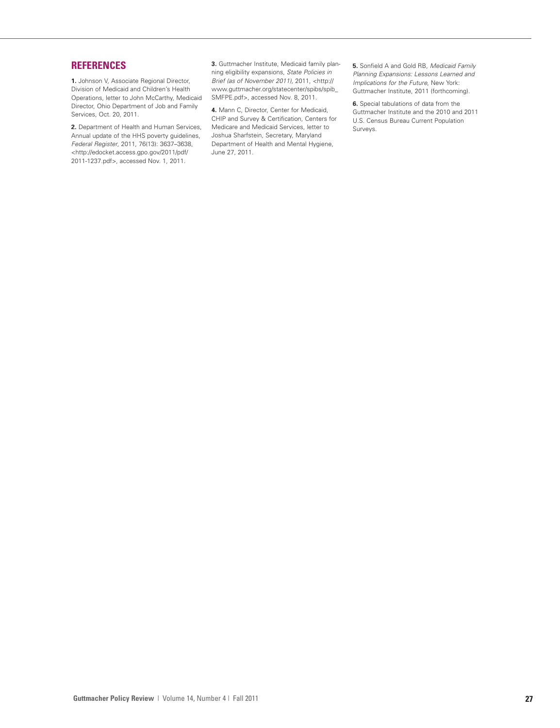## REFERENCES

**1.** Johnson V, Associate Regional Director, Division of Medicaid and Children's Health Operations, letter to John McCarthy, Medicaid Director, Ohio Department of Job and Family Services, Oct. 20, 2011.

**2.** Department of Health and Human Services, Annual update of the HHS poverty guidelines, *Federal Register*, 2011, 76(13): 3637–3638, <http://edocket.access.gpo.gov/2011/pdf/2011-1237.pdf>, accessed Nov. 1, 2011.

**3.** Guttmacher Institute, Medicaid family planning eligibility expansions, *State Policies in Brief (as of November 2011)*, 2011, <http://www.guttmacher.org/statecenter/spibs/spib_SMFPE.pdf>, accessed Nov. 8, 2011.

**4.** Mann C, Director, Center for Medicaid, CHIP and Survey & Certification, Centers for Medicare and Medicaid Services, letter to Joshua Sharfstein, Secretary, Maryland Department of Health and Mental Hygiene, June 27, 2011.

**5.** Sonfield A and Gold RB, *Medicaid Family Planning Expansions: Lessons Learned and Implications for the Future*, New York: Guttmacher Institute, 2011 (forthcoming).

**6.** Special tabulations of data from the Guttmacher Institute and the 2010 and 2011 U.S. Census Bureau Current Population Surveys.